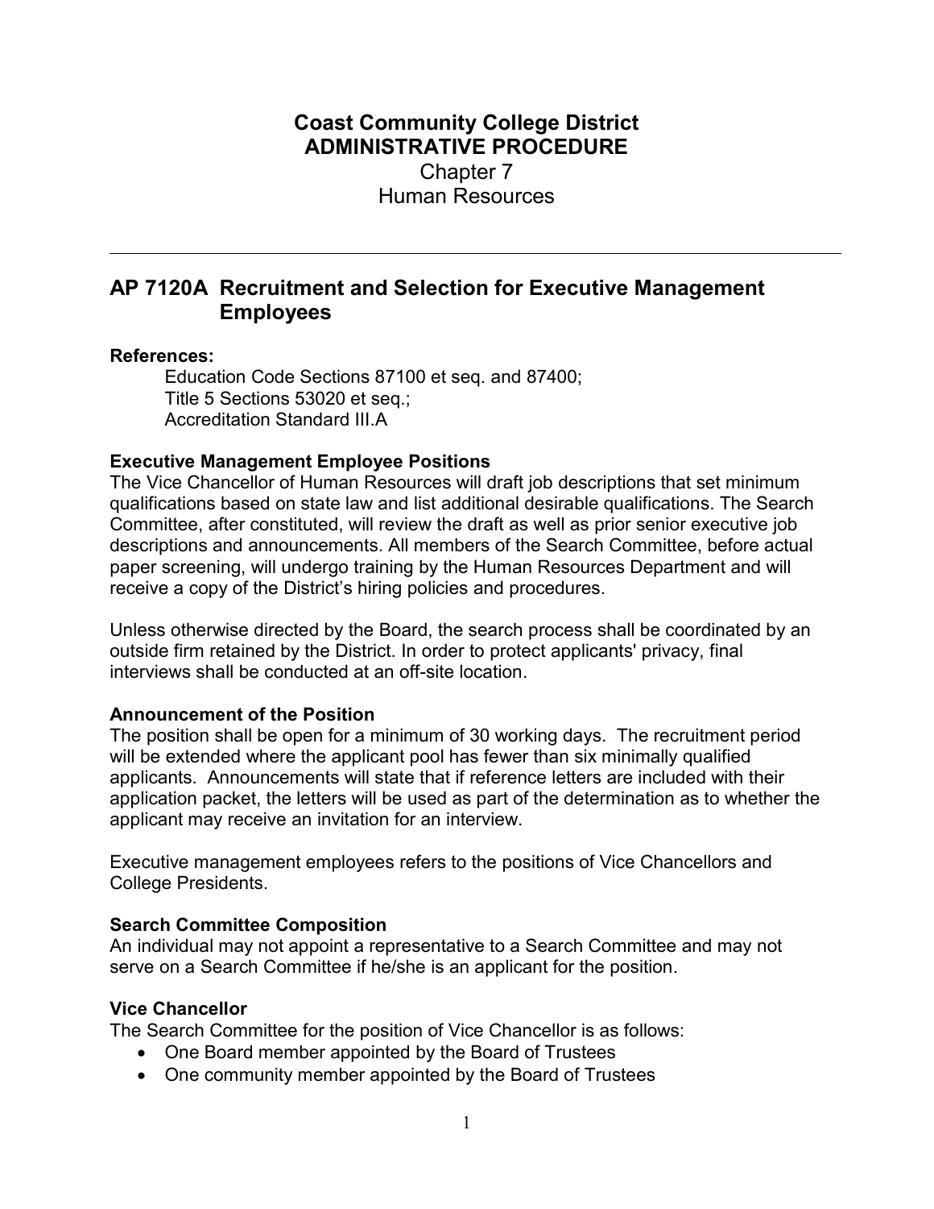# Coast Community College District
# ADMINISTRATIVE PROCEDURE

Chapter 7
Human Resources

---

## AP 7120A Recruitment and Selection for Executive Management Employees

**References:**

Education Code Sections 87100 et seq. and 87400;
Title 5 Sections 53020 et seq.;
Accreditation Standard III.A

### Executive Management Employee Positions

The Vice Chancellor of Human Resources will draft job descriptions that set minimum qualifications based on state law and list additional desirable qualifications. The Search Committee, after constituted, will review the draft as well as prior senior executive job descriptions and announcements. All members of the Search Committee, before actual paper screening, will undergo training by the Human Resources Department and will receive a copy of the District's hiring policies and procedures.

Unless otherwise directed by the Board, the search process shall be coordinated by an outside firm retained by the District. In order to protect applicants' privacy, final interviews shall be conducted at an off-site location.

### Announcement of the Position

The position shall be open for a minimum of 30 working days. The recruitment period will be extended where the applicant pool has fewer than six minimally qualified applicants. Announcements will state that if reference letters are included with their application packet, the letters will be used as part of the determination as to whether the applicant may receive an invitation for an interview.

Executive management employees refers to the positions of Vice Chancellors and College Presidents.

### Search Committee Composition

An individual may not appoint a representative to a Search Committee and may not serve on a Search Committee if he/she is an applicant for the position.

### Vice Chancellor

The Search Committee for the position of Vice Chancellor is as follows:

- One Board member appointed by the Board of Trustees
- One community member appointed by the Board of Trustees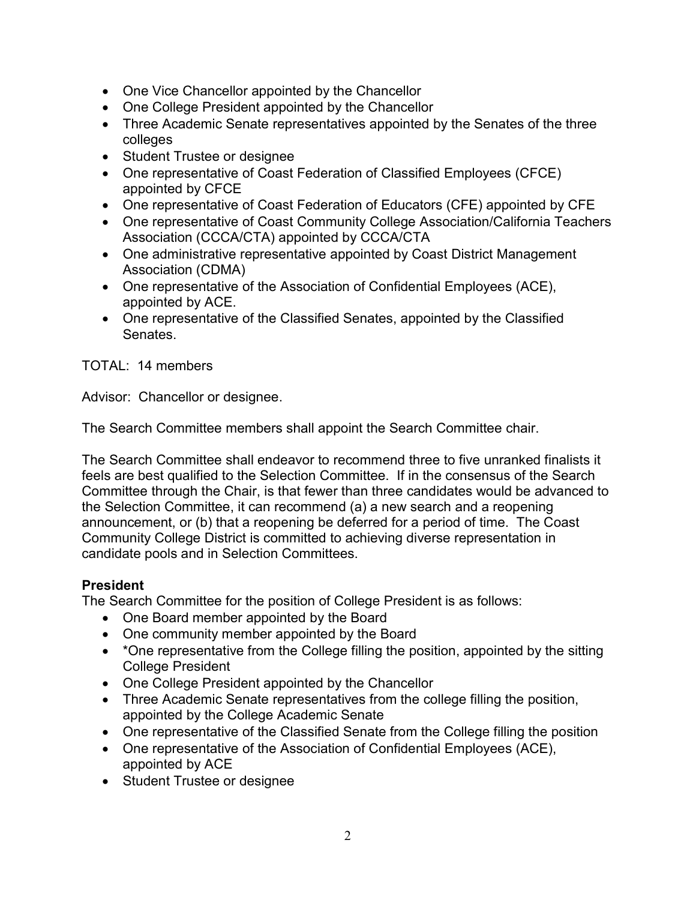- One Vice Chancellor appointed by the Chancellor
- One College President appointed by the Chancellor
- Three Academic Senate representatives appointed by the Senates of the three colleges
- Student Trustee or designee
- One representative of Coast Federation of Classified Employees (CFCE) appointed by CFCE
- One representative of Coast Federation of Educators (CFE) appointed by CFE
- One representative of Coast Community College Association/California Teachers Association (CCCA/CTA) appointed by CCCA/CTA
- One administrative representative appointed by Coast District Management Association (CDMA)
- One representative of the Association of Confidential Employees (ACE), appointed by ACE.
- One representative of the Classified Senates, appointed by the Classified Senates.

TOTAL: 14 members

Advisor: Chancellor or designee.

The Search Committee members shall appoint the Search Committee chair.

The Search Committee shall endeavor to recommend three to five unranked finalists it feels are best qualified to the Selection Committee. If in the consensus of the Search Committee through the Chair, is that fewer than three candidates would be advanced to the Selection Committee, it can recommend (a) a new search and a reopening announcement, or (b) that a reopening be deferred for a period of time. The Coast Community College District is committed to achieving diverse representation in candidate pools and in Selection Committees.

**President**

The Search Committee for the position of College President is as follows:

- One Board member appointed by the Board
- One community member appointed by the Board
- *One representative from the College filling the position, appointed by the sitting College President
- One College President appointed by the Chancellor
- Three Academic Senate representatives from the college filling the position, appointed by the College Academic Senate
- One representative of the Classified Senate from the College filling the position
- One representative of the Association of Confidential Employees (ACE), appointed by ACE
- Student Trustee or designee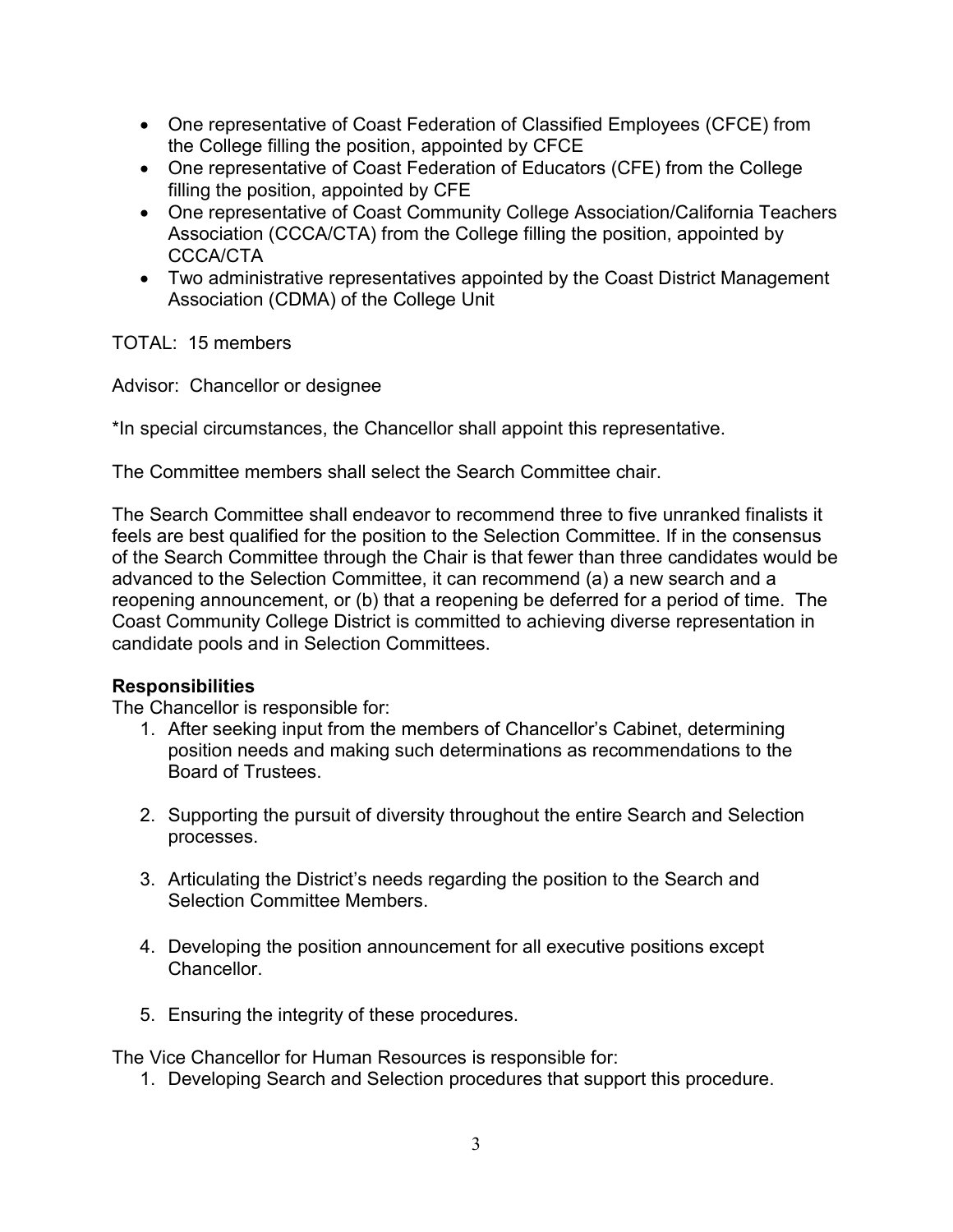- One representative of Coast Federation of Classified Employees (CFCE) from the College filling the position, appointed by CFCE
- One representative of Coast Federation of Educators (CFE) from the College filling the position, appointed by CFE
- One representative of Coast Community College Association/California Teachers Association (CCCA/CTA) from the College filling the position, appointed by CCCA/CTA
- Two administrative representatives appointed by the Coast District Management Association (CDMA) of the College Unit

TOTAL: 15 members

Advisor: Chancellor or designee

*In special circumstances, the Chancellor shall appoint this representative.

The Committee members shall select the Search Committee chair.

The Search Committee shall endeavor to recommend three to five unranked finalists it feels are best qualified for the position to the Selection Committee. If in the consensus of the Search Committee through the Chair is that fewer than three candidates would be advanced to the Selection Committee, it can recommend (a) a new search and a reopening announcement, or (b) that a reopening be deferred for a period of time. The Coast Community College District is committed to achieving diverse representation in candidate pools and in Selection Committees.

**Responsibilities**

The Chancellor is responsible for:

1. After seeking input from the members of Chancellor's Cabinet, determining position needs and making such determinations as recommendations to the Board of Trustees.

2. Supporting the pursuit of diversity throughout the entire Search and Selection processes.

3. Articulating the District's needs regarding the position to the Search and Selection Committee Members.

4. Developing the position announcement for all executive positions except Chancellor.

5. Ensuring the integrity of these procedures.

The Vice Chancellor for Human Resources is responsible for:

1. Developing Search and Selection procedures that support this procedure.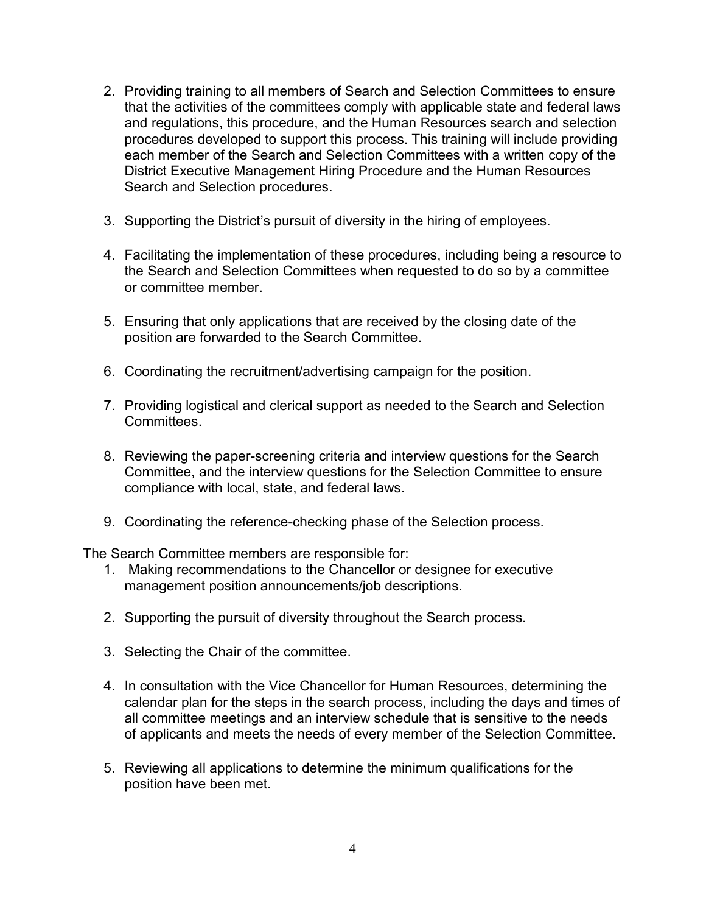2. Providing training to all members of Search and Selection Committees to ensure that the activities of the committees comply with applicable state and federal laws and regulations, this procedure, and the Human Resources search and selection procedures developed to support this process. This training will include providing each member of the Search and Selection Committees with a written copy of the District Executive Management Hiring Procedure and the Human Resources Search and Selection procedures.

3. Supporting the District's pursuit of diversity in the hiring of employees.

4. Facilitating the implementation of these procedures, including being a resource to the Search and Selection Committees when requested to do so by a committee or committee member.

5. Ensuring that only applications that are received by the closing date of the position are forwarded to the Search Committee.

6. Coordinating the recruitment/advertising campaign for the position.

7. Providing logistical and clerical support as needed to the Search and Selection Committees.

8. Reviewing the paper-screening criteria and interview questions for the Search Committee, and the interview questions for the Selection Committee to ensure compliance with local, state, and federal laws.

9. Coordinating the reference-checking phase of the Selection process.

The Search Committee members are responsible for:

1. Making recommendations to the Chancellor or designee for executive management position announcements/job descriptions.

2. Supporting the pursuit of diversity throughout the Search process.

3. Selecting the Chair of the committee.

4. In consultation with the Vice Chancellor for Human Resources, determining the calendar plan for the steps in the search process, including the days and times of all committee meetings and an interview schedule that is sensitive to the needs of applicants and meets the needs of every member of the Selection Committee.

5. Reviewing all applications to determine the minimum qualifications for the position have been met.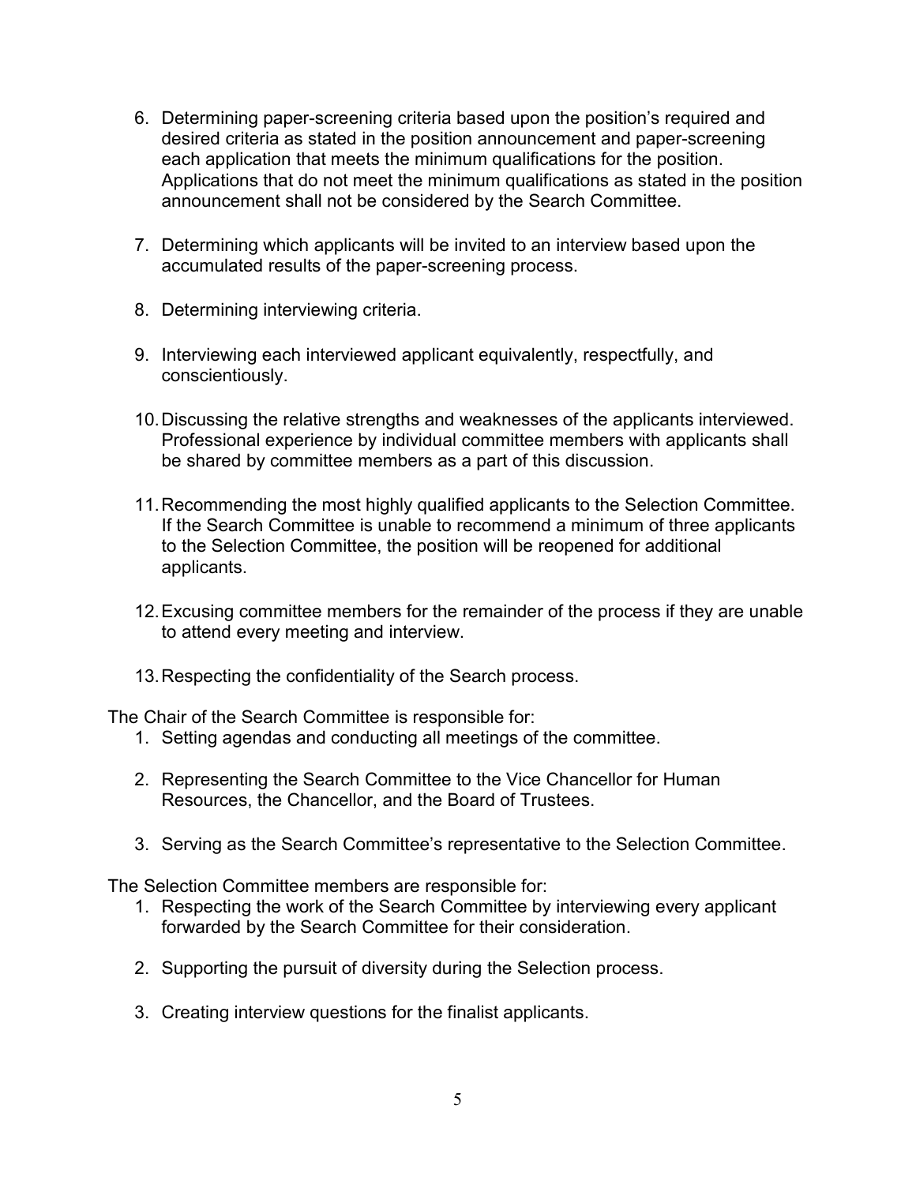6. Determining paper-screening criteria based upon the position's required and desired criteria as stated in the position announcement and paper-screening each application that meets the minimum qualifications for the position. Applications that do not meet the minimum qualifications as stated in the position announcement shall not be considered by the Search Committee.

7. Determining which applicants will be invited to an interview based upon the accumulated results of the paper-screening process.

8. Determining interviewing criteria.

9. Interviewing each interviewed applicant equivalently, respectfully, and conscientiously.

10. Discussing the relative strengths and weaknesses of the applicants interviewed. Professional experience by individual committee members with applicants shall be shared by committee members as a part of this discussion.

11. Recommending the most highly qualified applicants to the Selection Committee. If the Search Committee is unable to recommend a minimum of three applicants to the Selection Committee, the position will be reopened for additional applicants.

12. Excusing committee members for the remainder of the process if they are unable to attend every meeting and interview.

13. Respecting the confidentiality of the Search process.

The Chair of the Search Committee is responsible for:

1. Setting agendas and conducting all meetings of the committee.

2. Representing the Search Committee to the Vice Chancellor for Human Resources, the Chancellor, and the Board of Trustees.

3. Serving as the Search Committee's representative to the Selection Committee.

The Selection Committee members are responsible for:

1. Respecting the work of the Search Committee by interviewing every applicant forwarded by the Search Committee for their consideration.

2. Supporting the pursuit of diversity during the Selection process.

3. Creating interview questions for the finalist applicants.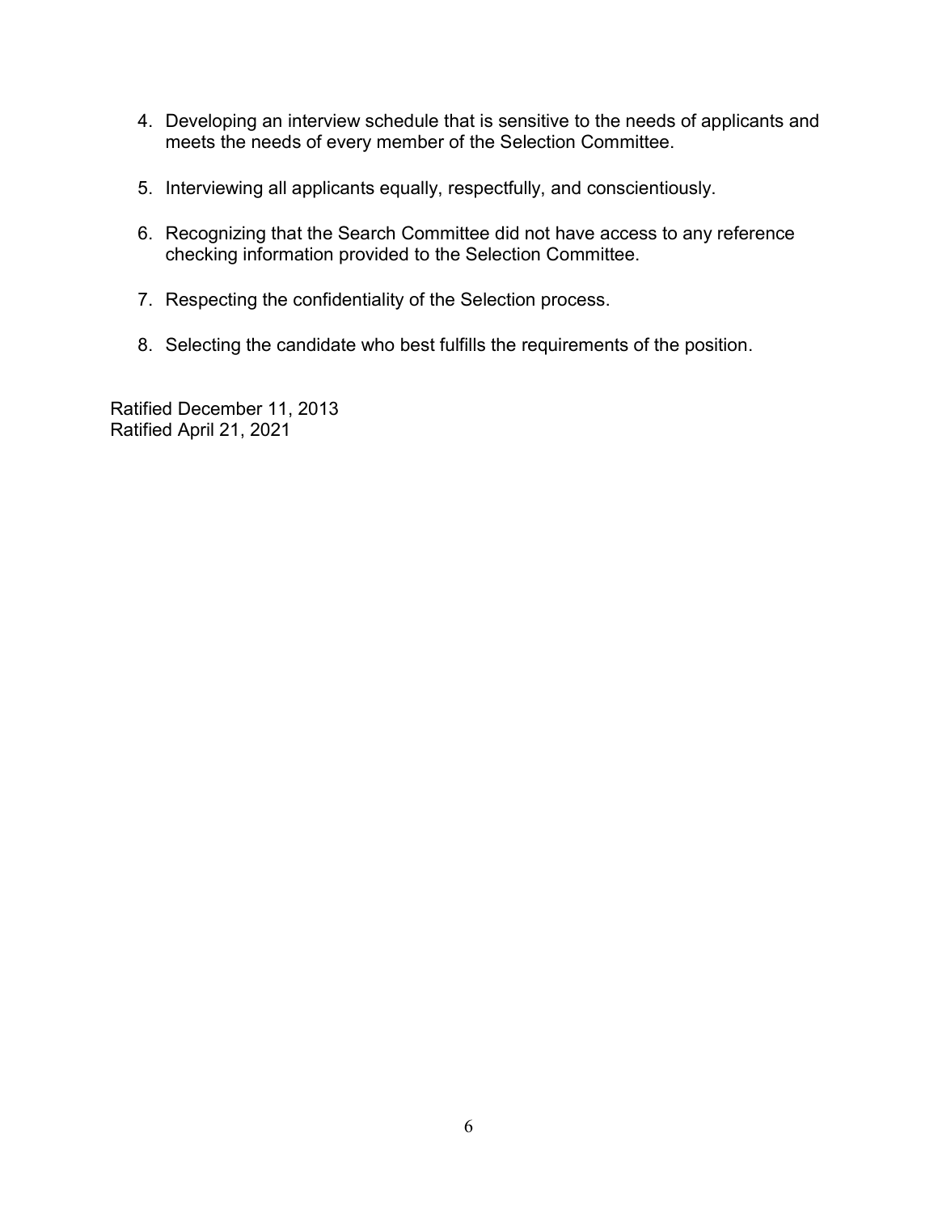4. Developing an interview schedule that is sensitive to the needs of applicants and meets the needs of every member of the Selection Committee.

5. Interviewing all applicants equally, respectfully, and conscientiously.

6. Recognizing that the Search Committee did not have access to any reference checking information provided to the Selection Committee.

7. Respecting the confidentiality of the Selection process.

8. Selecting the candidate who best fulfills the requirements of the position.

Ratified December 11, 2013
Ratified April 21, 2021